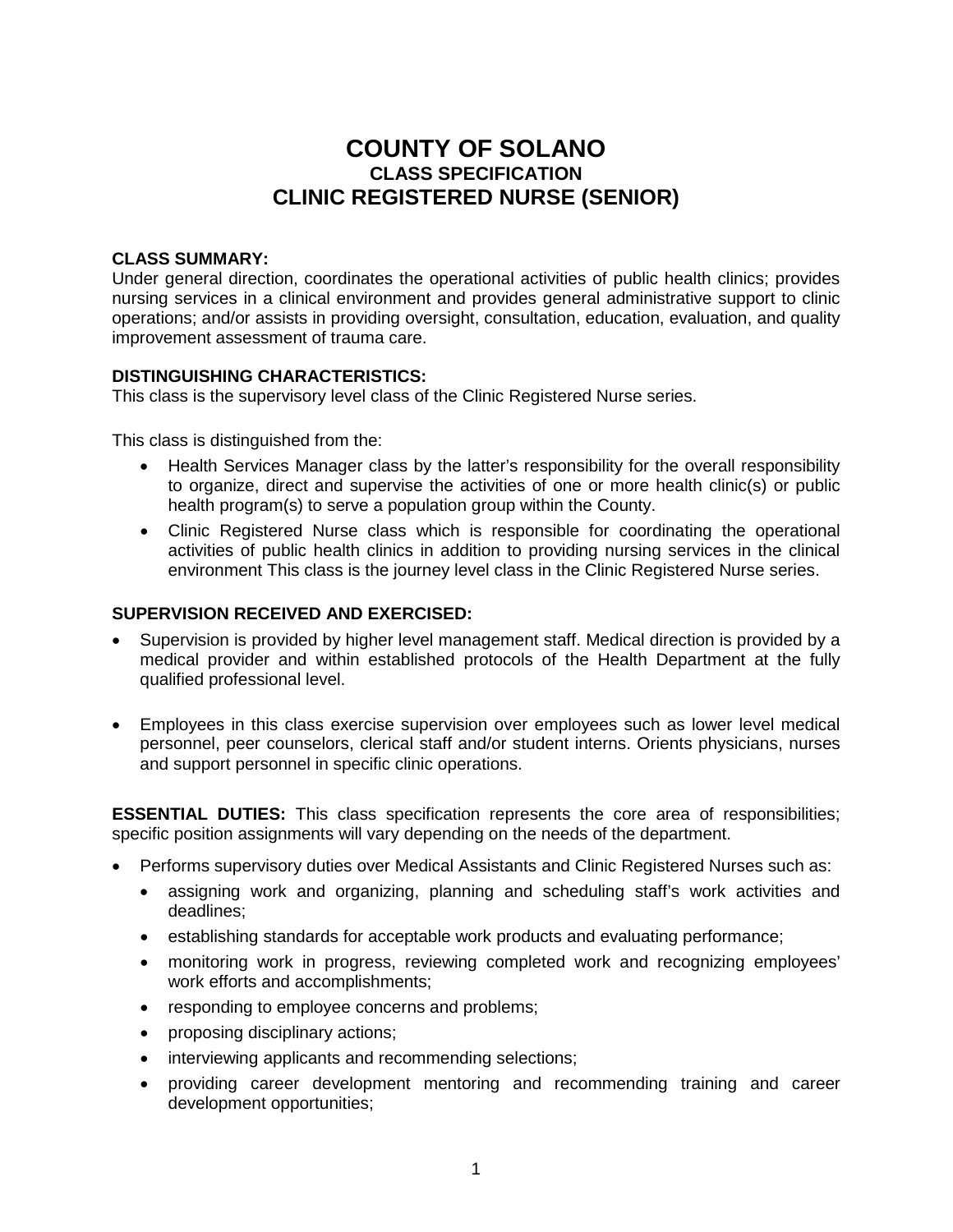# COUNTY OF SOLANO
## CLASS SPECIFICATION
## CLINIC REGISTERED NURSE (SENIOR)

**CLASS SUMMARY:**
Under general direction, coordinates the operational activities of public health clinics; provides nursing services in a clinical environment and provides general administrative support to clinic operations; and/or assists in providing oversight, consultation, education, evaluation, and quality improvement assessment of trauma care.

**DISTINGUISHING CHARACTERISTICS:**
This class is the supervisory level class of the Clinic Registered Nurse series.

This class is distinguished from the:

- Health Services Manager class by the latter's responsibility for the overall responsibility to organize, direct and supervise the activities of one or more health clinic(s) or public health program(s) to serve a population group within the County.
- Clinic Registered Nurse class which is responsible for coordinating the operational activities of public health clinics in addition to providing nursing services in the clinical environment This class is the journey level class in the Clinic Registered Nurse series.

**SUPERVISION RECEIVED AND EXERCISED:**

- Supervision is provided by higher level management staff. Medical direction is provided by a medical provider and within established protocols of the Health Department at the fully qualified professional level.
- Employees in this class exercise supervision over employees such as lower level medical personnel, peer counselors, clerical staff and/or student interns. Orients physicians, nurses and support personnel in specific clinic operations.

**ESSENTIAL DUTIES:** This class specification represents the core area of responsibilities; specific position assignments will vary depending on the needs of the department.

- Performs supervisory duties over Medical Assistants and Clinic Registered Nurses such as:
  - assigning work and organizing, planning and scheduling staff's work activities and deadlines;
  - establishing standards for acceptable work products and evaluating performance;
  - monitoring work in progress, reviewing completed work and recognizing employees' work efforts and accomplishments;
  - responding to employee concerns and problems;
  - proposing disciplinary actions;
  - interviewing applicants and recommending selections;
  - providing career development mentoring and recommending training and career development opportunities;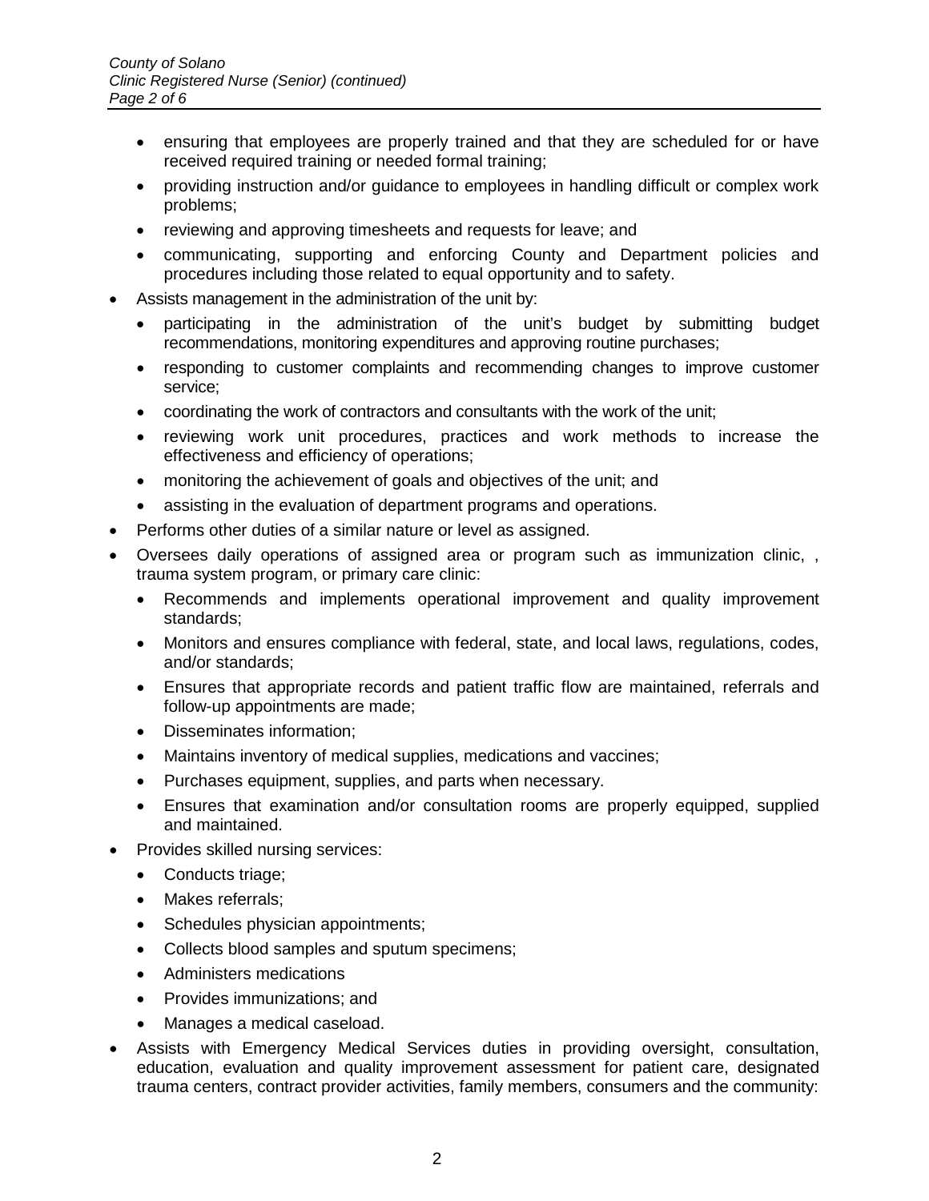- ensuring that employees are properly trained and that they are scheduled for or have received required training or needed formal training;
  - providing instruction and/or guidance to employees in handling difficult or complex work problems;
  - reviewing and approving timesheets and requests for leave; and
  - communicating, supporting and enforcing County and Department policies and procedures including those related to equal opportunity and to safety.
- Assists management in the administration of the unit by:
  - participating in the administration of the unit's budget by submitting budget recommendations, monitoring expenditures and approving routine purchases;
  - responding to customer complaints and recommending changes to improve customer service;
  - coordinating the work of contractors and consultants with the work of the unit;
  - reviewing work unit procedures, practices and work methods to increase the effectiveness and efficiency of operations;
  - monitoring the achievement of goals and objectives of the unit; and
  - assisting in the evaluation of department programs and operations.
- Performs other duties of a similar nature or level as assigned.
- Oversees daily operations of assigned area or program such as immunization clinic, , trauma system program, or primary care clinic:
  - Recommends and implements operational improvement and quality improvement standards;
  - Monitors and ensures compliance with federal, state, and local laws, regulations, codes, and/or standards;
  - Ensures that appropriate records and patient traffic flow are maintained, referrals and follow-up appointments are made;
  - Disseminates information;
  - Maintains inventory of medical supplies, medications and vaccines;
  - Purchases equipment, supplies, and parts when necessary.
  - Ensures that examination and/or consultation rooms are properly equipped, supplied and maintained.
- Provides skilled nursing services:
  - Conducts triage;
  - Makes referrals;
  - Schedules physician appointments;
  - Collects blood samples and sputum specimens;
  - Administers medications
  - Provides immunizations; and
  - Manages a medical caseload.
- Assists with Emergency Medical Services duties in providing oversight, consultation, education, evaluation and quality improvement assessment for patient care, designated trauma centers, contract provider activities, family members, consumers and the community: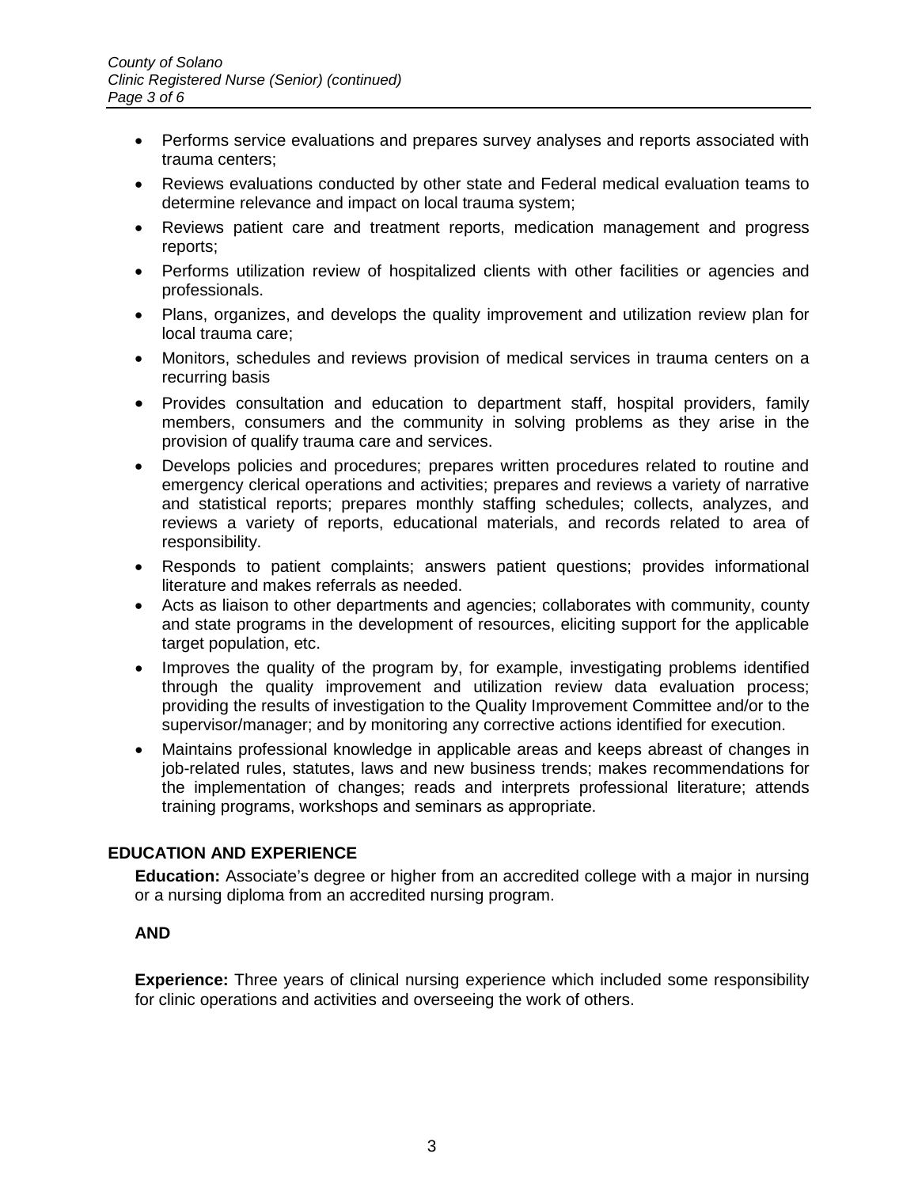- Performs service evaluations and prepares survey analyses and reports associated with trauma centers;
- Reviews evaluations conducted by other state and Federal medical evaluation teams to determine relevance and impact on local trauma system;
- Reviews patient care and treatment reports, medication management and progress reports;
- Performs utilization review of hospitalized clients with other facilities or agencies and professionals.
- Plans, organizes, and develops the quality improvement and utilization review plan for local trauma care;
- Monitors, schedules and reviews provision of medical services in trauma centers on a recurring basis
- Provides consultation and education to department staff, hospital providers, family members, consumers and the community in solving problems as they arise in the provision of qualify trauma care and services.
- Develops policies and procedures; prepares written procedures related to routine and emergency clerical operations and activities; prepares and reviews a variety of narrative and statistical reports; prepares monthly staffing schedules; collects, analyzes, and reviews a variety of reports, educational materials, and records related to area of responsibility.
- Responds to patient complaints; answers patient questions; provides informational literature and makes referrals as needed.
- Acts as liaison to other departments and agencies; collaborates with community, county and state programs in the development of resources, eliciting support for the applicable target population, etc.
- Improves the quality of the program by, for example, investigating problems identified through the quality improvement and utilization review data evaluation process; providing the results of investigation to the Quality Improvement Committee and/or to the supervisor/manager; and by monitoring any corrective actions identified for execution.
- Maintains professional knowledge in applicable areas and keeps abreast of changes in job-related rules, statutes, laws and new business trends; makes recommendations for the implementation of changes; reads and interprets professional literature; attends training programs, workshops and seminars as appropriate.

## EDUCATION AND EXPERIENCE

**Education:** Associate's degree or higher from an accredited college with a major in nursing or a nursing diploma from an accredited nursing program.

**AND**

**Experience:** Three years of clinical nursing experience which included some responsibility for clinic operations and activities and overseeing the work of others.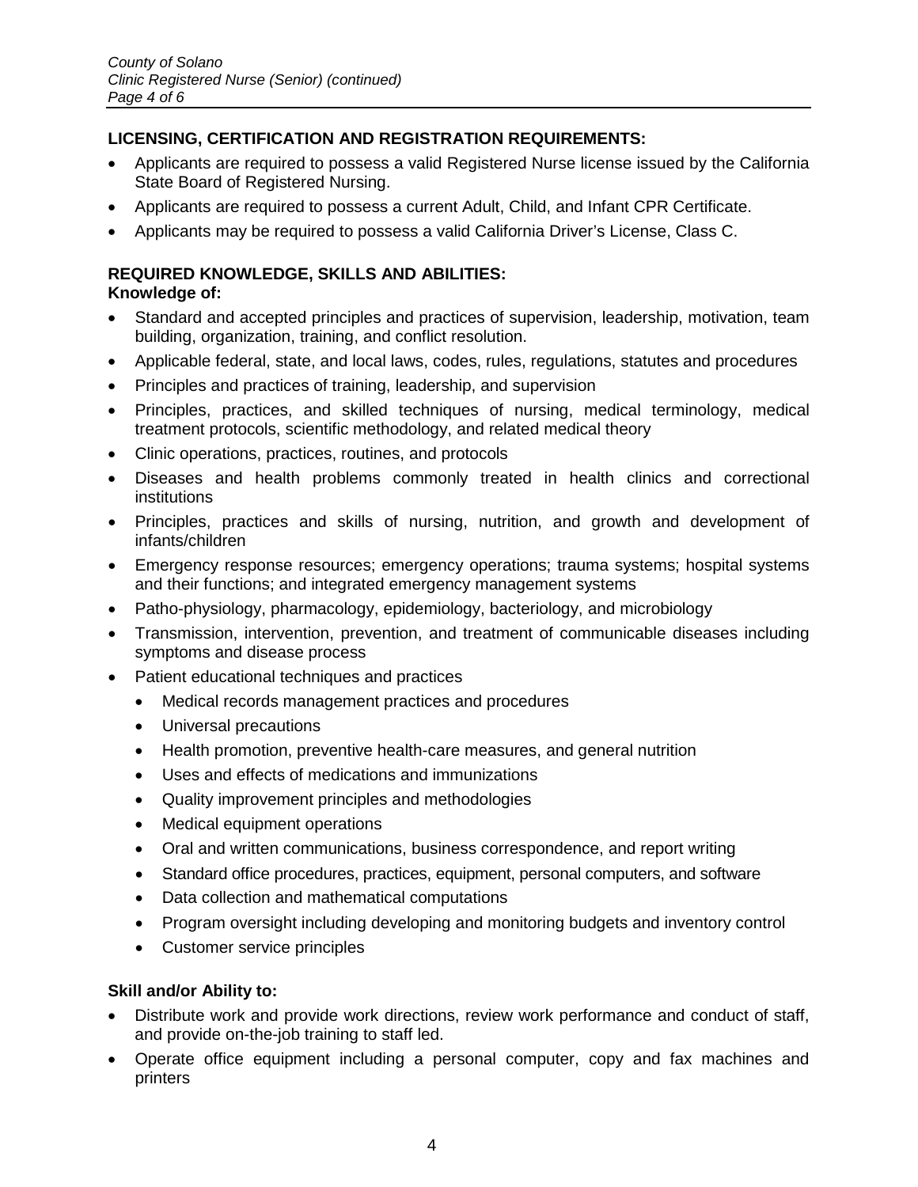**LICENSING, CERTIFICATION AND REGISTRATION REQUIREMENTS:**

- Applicants are required to possess a valid Registered Nurse license issued by the California State Board of Registered Nursing.
- Applicants are required to possess a current Adult, Child, and Infant CPR Certificate.
- Applicants may be required to possess a valid California Driver's License, Class C.

**REQUIRED KNOWLEDGE, SKILLS AND ABILITIES:**

**Knowledge of:**

- Standard and accepted principles and practices of supervision, leadership, motivation, team building, organization, training, and conflict resolution.
- Applicable federal, state, and local laws, codes, rules, regulations, statutes and procedures
- Principles and practices of training, leadership, and supervision
- Principles, practices, and skilled techniques of nursing, medical terminology, medical treatment protocols, scientific methodology, and related medical theory
- Clinic operations, practices, routines, and protocols
- Diseases and health problems commonly treated in health clinics and correctional institutions
- Principles, practices and skills of nursing, nutrition, and growth and development of infants/children
- Emergency response resources; emergency operations; trauma systems; hospital systems and their functions; and integrated emergency management systems
- Patho-physiology, pharmacology, epidemiology, bacteriology, and microbiology
- Transmission, intervention, prevention, and treatment of communicable diseases including symptoms and disease process
- Patient educational techniques and practices
  - Medical records management practices and procedures
  - Universal precautions
  - Health promotion, preventive health-care measures, and general nutrition
  - Uses and effects of medications and immunizations
  - Quality improvement principles and methodologies
  - Medical equipment operations
  - Oral and written communications, business correspondence, and report writing
  - Standard office procedures, practices, equipment, personal computers, and software
  - Data collection and mathematical computations
  - Program oversight including developing and monitoring budgets and inventory control
  - Customer service principles

**Skill and/or Ability to:**

- Distribute work and provide work directions, review work performance and conduct of staff, and provide on-the-job training to staff led.
- Operate office equipment including a personal computer, copy and fax machines and printers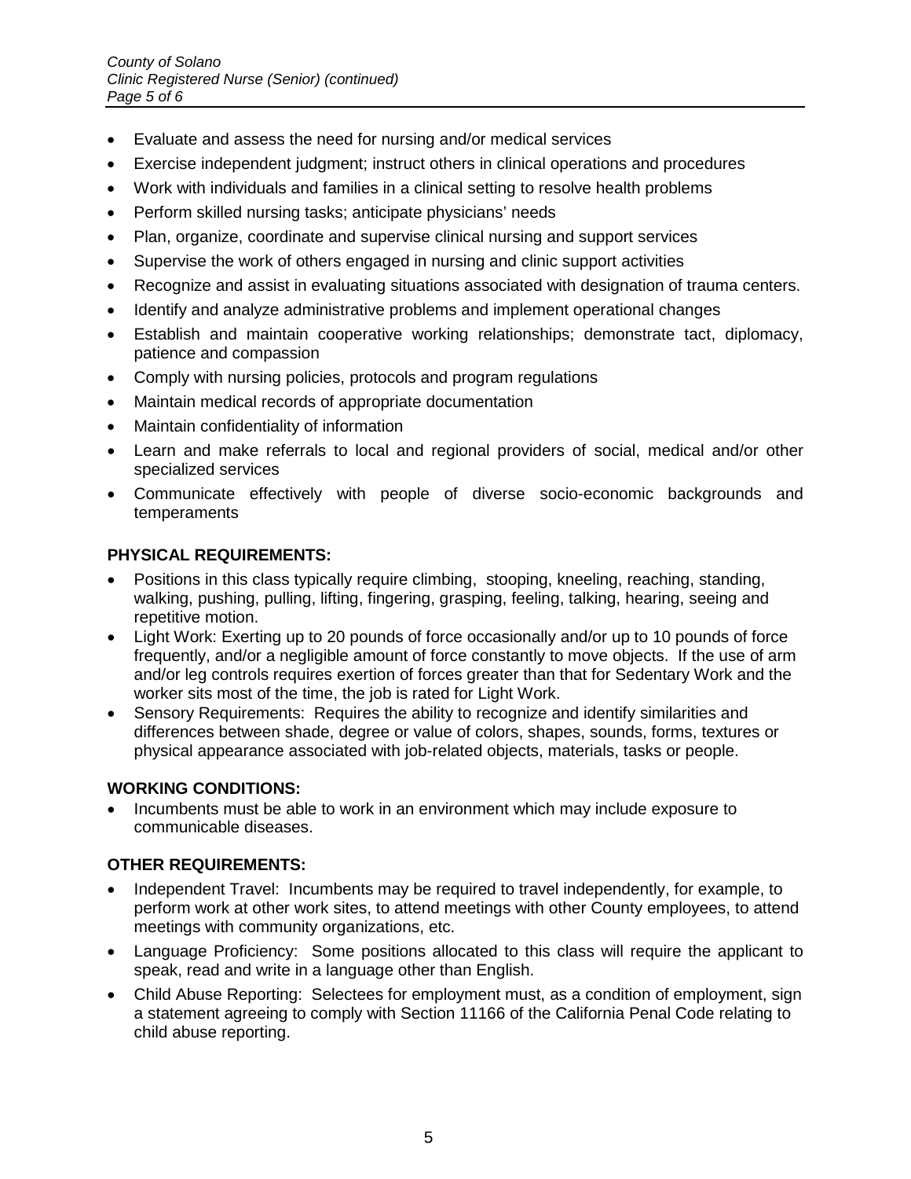- Evaluate and assess the need for nursing and/or medical services
- Exercise independent judgment; instruct others in clinical operations and procedures
- Work with individuals and families in a clinical setting to resolve health problems
- Perform skilled nursing tasks; anticipate physicians' needs
- Plan, organize, coordinate and supervise clinical nursing and support services
- Supervise the work of others engaged in nursing and clinic support activities
- Recognize and assist in evaluating situations associated with designation of trauma centers.
- Identify and analyze administrative problems and implement operational changes
- Establish and maintain cooperative working relationships; demonstrate tact, diplomacy, patience and compassion
- Comply with nursing policies, protocols and program regulations
- Maintain medical records of appropriate documentation
- Maintain confidentiality of information
- Learn and make referrals to local and regional providers of social, medical and/or other specialized services
- Communicate effectively with people of diverse socio-economic backgrounds and temperaments

**PHYSICAL REQUIREMENTS:**

- Positions in this class typically require climbing, stooping, kneeling, reaching, standing, walking, pushing, pulling, lifting, fingering, grasping, feeling, talking, hearing, seeing and repetitive motion.
- Light Work: Exerting up to 20 pounds of force occasionally and/or up to 10 pounds of force frequently, and/or a negligible amount of force constantly to move objects. If the use of arm and/or leg controls requires exertion of forces greater than that for Sedentary Work and the worker sits most of the time, the job is rated for Light Work.
- Sensory Requirements: Requires the ability to recognize and identify similarities and differences between shade, degree or value of colors, shapes, sounds, forms, textures or physical appearance associated with job-related objects, materials, tasks or people.

**WORKING CONDITIONS:**

- Incumbents must be able to work in an environment which may include exposure to communicable diseases.

**OTHER REQUIREMENTS:**

- Independent Travel: Incumbents may be required to travel independently, for example, to perform work at other work sites, to attend meetings with other County employees, to attend meetings with community organizations, etc.
- Language Proficiency: Some positions allocated to this class will require the applicant to speak, read and write in a language other than English.
- Child Abuse Reporting: Selectees for employment must, as a condition of employment, sign a statement agreeing to comply with Section 11166 of the California Penal Code relating to child abuse reporting.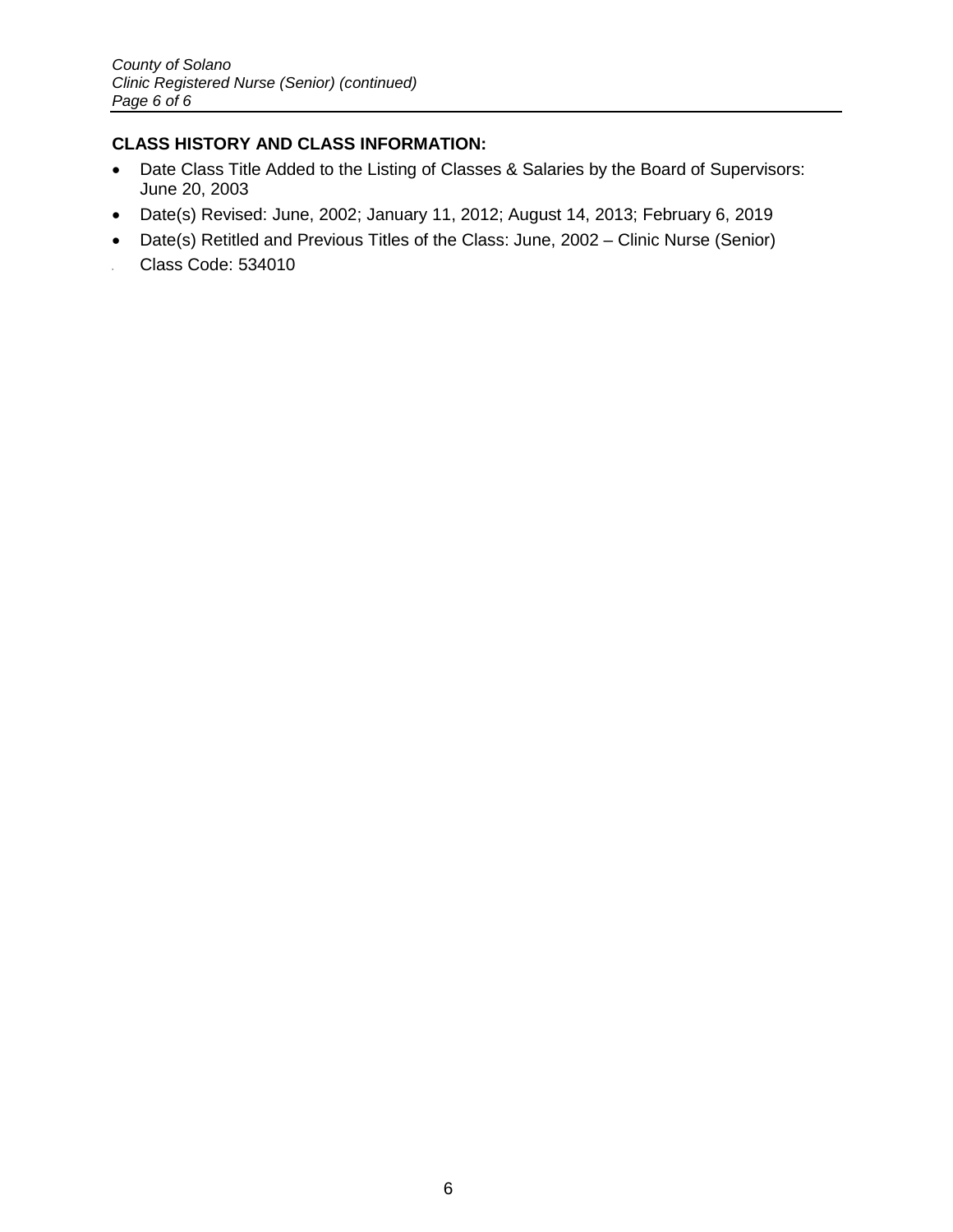**CLASS HISTORY AND CLASS INFORMATION:**

- Date Class Title Added to the Listing of Classes & Salaries by the Board of Supervisors: June 20, 2003
- Date(s) Revised: June, 2002; January 11, 2012; August 14, 2013; February 6, 2019
- Date(s) Retitled and Previous Titles of the Class: June, 2002 – Clinic Nurse (Senior)
- Class Code: 534010